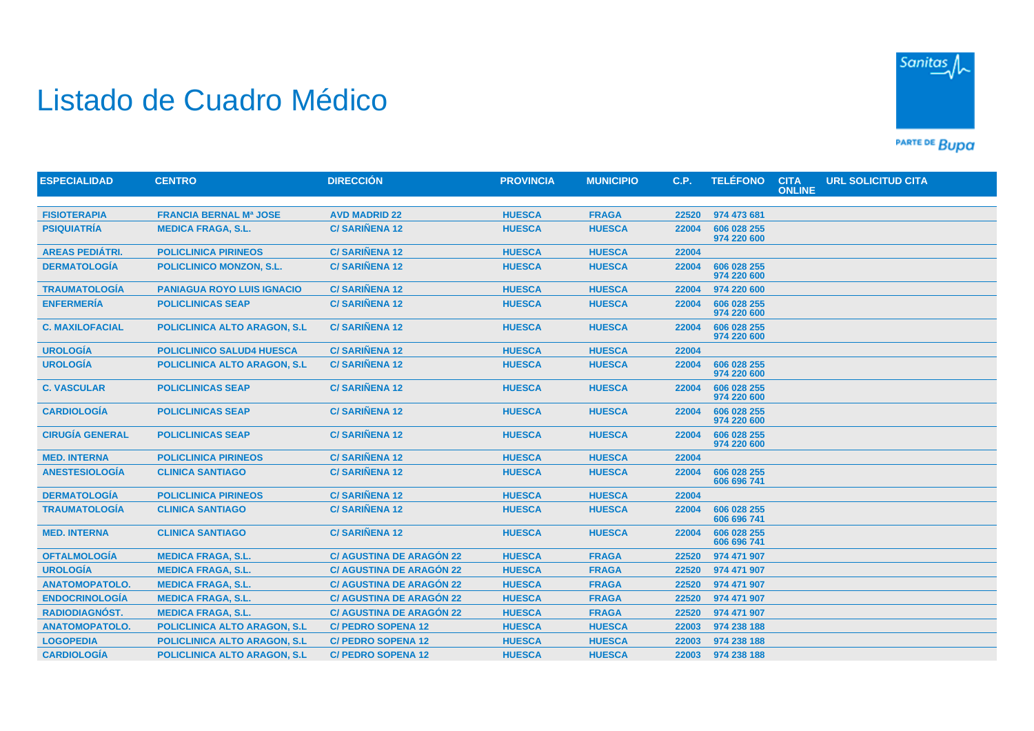# Listado de Cuadro Médico

Sanitas PARTE DE Bupa

| ESPECIALIDAD | CENTRO | DIRECCIÓN | PROVINCIA | MUNICIPIO | C.P. | TELÉFONO | CITA ONLINE | URL SOLICITUD CITA |
|---|---|---|---|---|---|---|---|---|
| FISIOTERAPIA | FRANCIA BERNAL Mª JOSE | AVD MADRID 22 | HUESCA | FRAGA | 22520 | 974 473 681 | | |
| PSIQUIATRÍA | MEDICA FRAGA, S.L. | C/ SARIÑENA 12 | HUESCA | HUESCA | 22004 | 606 028 255<br>974 220 600 | | |
| AREAS PEDIÁTRI. | POLICLINICA PIRINEOS | C/ SARIÑENA 12 | HUESCA | HUESCA | 22004 | | | |
| DERMATOLOGÍA | POLICLINICO MONZON, S.L. | C/ SARIÑENA 12 | HUESCA | HUESCA | 22004 | 606 028 255<br>974 220 600 | | |
| TRAUMATOLOGÍA | PANIAGUA ROYO LUIS IGNACIO | C/ SARIÑENA 12 | HUESCA | HUESCA | 22004 | 974 220 600 | | |
| ENFERMERÍA | POLICLINICAS SEAP | C/ SARIÑENA 12 | HUESCA | HUESCA | 22004 | 606 028 255<br>974 220 600 | | |
| C. MAXILOFACIAL | POLICLINICA ALTO ARAGON, S.L | C/ SARIÑENA 12 | HUESCA | HUESCA | 22004 | 606 028 255<br>974 220 600 | | |
| UROLOGÍA | POLICLINICO SALUD4 HUESCA | C/ SARIÑENA 12 | HUESCA | HUESCA | 22004 | | | |
| UROLOGÍA | POLICLINICA ALTO ARAGON, S.L | C/ SARIÑENA 12 | HUESCA | HUESCA | 22004 | 606 028 255<br>974 220 600 | | |
| C. VASCULAR | POLICLINICAS SEAP | C/ SARIÑENA 12 | HUESCA | HUESCA | 22004 | 606 028 255<br>974 220 600 | | |
| CARDIOLOGÍA | POLICLINICAS SEAP | C/ SARIÑENA 12 | HUESCA | HUESCA | 22004 | 606 028 255<br>974 220 600 | | |
| CIRUGÍA GENERAL | POLICLINICAS SEAP | C/ SARIÑENA 12 | HUESCA | HUESCA | 22004 | 606 028 255<br>974 220 600 | | |
| MED. INTERNA | POLICLINICA PIRINEOS | C/ SARIÑENA 12 | HUESCA | HUESCA | 22004 | | | |
| ANESTESIOLOGÍA | CLINICA SANTIAGO | C/ SARIÑENA 12 | HUESCA | HUESCA | 22004 | 606 028 255<br>606 696 741 | | |
| DERMATOLOGÍA | POLICLINICA PIRINEOS | C/ SARIÑENA 12 | HUESCA | HUESCA | 22004 | | | |
| TRAUMATOLOGÍA | CLINICA SANTIAGO | C/ SARIÑENA 12 | HUESCA | HUESCA | 22004 | 606 028 255<br>606 696 741 | | |
| MED. INTERNA | CLINICA SANTIAGO | C/ SARIÑENA 12 | HUESCA | HUESCA | 22004 | 606 028 255<br>606 696 741 | | |
| OFTALMOLOGÍA | MEDICA FRAGA, S.L. | C/ AGUSTINA DE ARAGÓN 22 | HUESCA | FRAGA | 22520 | 974 471 907 | | |
| UROLOGÍA | MEDICA FRAGA, S.L. | C/ AGUSTINA DE ARAGÓN 22 | HUESCA | FRAGA | 22520 | 974 471 907 | | |
| ANATOMOPATOLO. | MEDICA FRAGA, S.L. | C/ AGUSTINA DE ARAGÓN 22 | HUESCA | FRAGA | 22520 | 974 471 907 | | |
| ENDOCRINOLOGÍA | MEDICA FRAGA, S.L. | C/ AGUSTINA DE ARAGÓN 22 | HUESCA | FRAGA | 22520 | 974 471 907 | | |
| RADIODIAGNÓST. | MEDICA FRAGA, S.L. | C/ AGUSTINA DE ARAGÓN 22 | HUESCA | FRAGA | 22520 | 974 471 907 | | |
| ANATOMOPATOLO. | POLICLINICA ALTO ARAGON, S.L | C/ PEDRO SOPENA 12 | HUESCA | HUESCA | 22003 | 974 238 188 | | |
| LOGOPEDIA | POLICLINICA ALTO ARAGON, S.L | C/ PEDRO SOPENA 12 | HUESCA | HUESCA | 22003 | 974 238 188 | | |
| CARDIOLOGÍA | POLICLINICA ALTO ARAGON, S.L | C/ PEDRO SOPENA 12 | HUESCA | HUESCA | 22003 | 974 238 188 | | |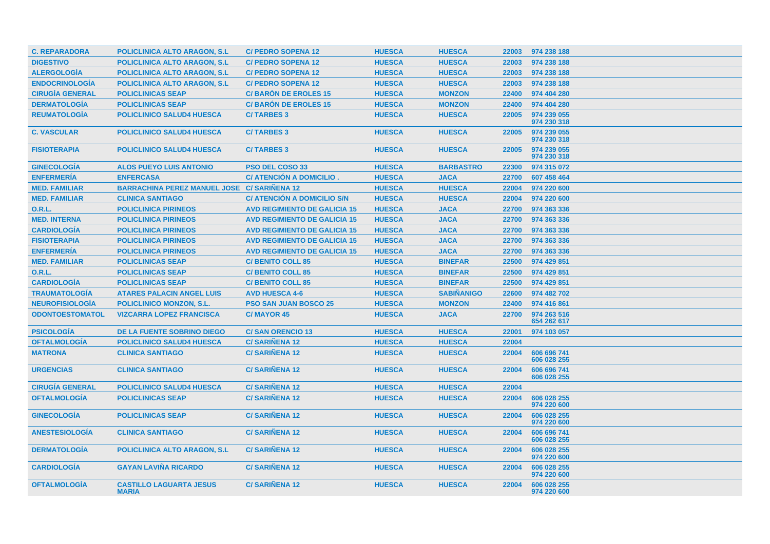| | | | | | | |
|---|---|---|---|---|---|---|
| **C. REPARADORA** | **POLICLINICA ALTO ARAGON, S.L** | **C/ PEDRO SOPENA 12** | **HUESCA** | **HUESCA** | **22003** | **974 238 188** |
| **DIGESTIVO** | **POLICLINICA ALTO ARAGON, S.L** | **C/ PEDRO SOPENA 12** | **HUESCA** | **HUESCA** | **22003** | **974 238 188** |
| **ALERGOLOGÍA** | **POLICLINICA ALTO ARAGON, S.L** | **C/ PEDRO SOPENA 12** | **HUESCA** | **HUESCA** | **22003** | **974 238 188** |
| **ENDOCRINOLOGÍA** | **POLICLINICA ALTO ARAGON, S.L** | **C/ PEDRO SOPENA 12** | **HUESCA** | **HUESCA** | **22003** | **974 238 188** |
| **CIRUGÍA GENERAL** | **POLICLINICAS SEAP** | **C/ BARÓN DE EROLES 15** | **HUESCA** | **MONZON** | **22400** | **974 404 280** |
| **DERMATOLOGÍA** | **POLICLINICAS SEAP** | **C/ BARÓN DE EROLES 15** | **HUESCA** | **MONZON** | **22400** | **974 404 280** |
| **REUMATOLOGÍA** | **POLICLINICO SALUD4 HUESCA** | **C/ TARBES 3** | **HUESCA** | **HUESCA** | **22005** | **974 239 055 974 230 318** |
| **C. VASCULAR** | **POLICLINICO SALUD4 HUESCA** | **C/ TARBES 3** | **HUESCA** | **HUESCA** | **22005** | **974 239 055 974 230 318** |
| **FISIOTERAPIA** | **POLICLINICO SALUD4 HUESCA** | **C/ TARBES 3** | **HUESCA** | **HUESCA** | **22005** | **974 239 055 974 230 318** |
| **GINECOLOGÍA** | **ALOS PUEYO LUIS ANTONIO** | **PSO DEL COSO 33** | **HUESCA** | **BARBASTRO** | **22300** | **974 315 072** |
| **ENFERMERÍA** | **ENFERCASA** | **C/ ATENCIÓN A DOMICILIO .** | **HUESCA** | **JACA** | **22700** | **607 458 464** |
| **MED. FAMILIAR** | **BARRACHINA PEREZ MANUEL JOSE** | **C/ SARIÑENA 12** | **HUESCA** | **HUESCA** | **22004** | **974 220 600** |
| **MED. FAMILIAR** | **CLINICA SANTIAGO** | **C/ ATENCIÓN A DOMICILIO S/N** | **HUESCA** | **HUESCA** | **22004** | **974 220 600** |
| **O.R.L.** | **POLICLINICA PIRINEOS** | **AVD REGIMIENTO DE GALICIA 15** | **HUESCA** | **JACA** | **22700** | **974 363 336** |
| **MED. INTERNA** | **POLICLINICA PIRINEOS** | **AVD REGIMIENTO DE GALICIA 15** | **HUESCA** | **JACA** | **22700** | **974 363 336** |
| **CARDIOLOGÍA** | **POLICLINICA PIRINEOS** | **AVD REGIMIENTO DE GALICIA 15** | **HUESCA** | **JACA** | **22700** | **974 363 336** |
| **FISIOTERAPIA** | **POLICLINICA PIRINEOS** | **AVD REGIMIENTO DE GALICIA 15** | **HUESCA** | **JACA** | **22700** | **974 363 336** |
| **ENFERMERÍA** | **POLICLINICA PIRINEOS** | **AVD REGIMIENTO DE GALICIA 15** | **HUESCA** | **JACA** | **22700** | **974 363 336** |
| **MED. FAMILIAR** | **POLICLINICAS SEAP** | **C/ BENITO COLL 85** | **HUESCA** | **BINEFAR** | **22500** | **974 429 851** |
| **O.R.L.** | **POLICLINICAS SEAP** | **C/ BENITO COLL 85** | **HUESCA** | **BINEFAR** | **22500** | **974 429 851** |
| **CARDIOLOGÍA** | **POLICLINICAS SEAP** | **C/ BENITO COLL 85** | **HUESCA** | **BINEFAR** | **22500** | **974 429 851** |
| **TRAUMATOLOGÍA** | **ATARES PALACIN ANGEL LUIS** | **AVD HUESCA 4-6** | **HUESCA** | **SABIÑANIGO** | **22600** | **974 482 702** |
| **NEUROFISIOLOGÍA** | **POLICLINICO MONZON, S.L.** | **PSO SAN JUAN BOSCO 25** | **HUESCA** | **MONZON** | **22400** | **974 416 861** |
| **ODONTOESTOMATOL** | **VIZCARRA LOPEZ FRANCISCA** | **C/ MAYOR 45** | **HUESCA** | **JACA** | **22700** | **974 263 516 654 262 617** |
| **PSICOLOGÍA** | **DE LA FUENTE SOBRINO DIEGO** | **C/ SAN ORENCIO 13** | **HUESCA** | **HUESCA** | **22001** | **974 103 057** |
| **OFTALMOLOGÍA** | **POLICLINICO SALUD4 HUESCA** | **C/ SARIÑENA 12** | **HUESCA** | **HUESCA** | **22004** | |
| **MATRONA** | **CLINICA SANTIAGO** | **C/ SARIÑENA 12** | **HUESCA** | **HUESCA** | **22004** | **606 696 741 606 028 255** |
| **URGENCIAS** | **CLINICA SANTIAGO** | **C/ SARIÑENA 12** | **HUESCA** | **HUESCA** | **22004** | **606 696 741 606 028 255** |
| **CIRUGÍA GENERAL** | **POLICLINICO SALUD4 HUESCA** | **C/ SARIÑENA 12** | **HUESCA** | **HUESCA** | **22004** | |
| **OFTALMOLOGÍA** | **POLICLINICAS SEAP** | **C/ SARIÑENA 12** | **HUESCA** | **HUESCA** | **22004** | **606 028 255 974 220 600** |
| **GINECOLOGÍA** | **POLICLINICAS SEAP** | **C/ SARIÑENA 12** | **HUESCA** | **HUESCA** | **22004** | **606 028 255 974 220 600** |
| **ANESTESIOLOGÍA** | **CLINICA SANTIAGO** | **C/ SARIÑENA 12** | **HUESCA** | **HUESCA** | **22004** | **606 696 741 606 028 255** |
| **DERMATOLOGÍA** | **POLICLINICA ALTO ARAGON, S.L** | **C/ SARIÑENA 12** | **HUESCA** | **HUESCA** | **22004** | **606 028 255 974 220 600** |
| **CARDIOLOGÍA** | **GAYAN LAVIÑA RICARDO** | **C/ SARIÑENA 12** | **HUESCA** | **HUESCA** | **22004** | **606 028 255 974 220 600** |
| **OFTALMOLOGÍA** | **CASTILLO LAGUARTA JESUS MARIA** | **C/ SARIÑENA 12** | **HUESCA** | **HUESCA** | **22004** | **606 028 255 974 220 600** |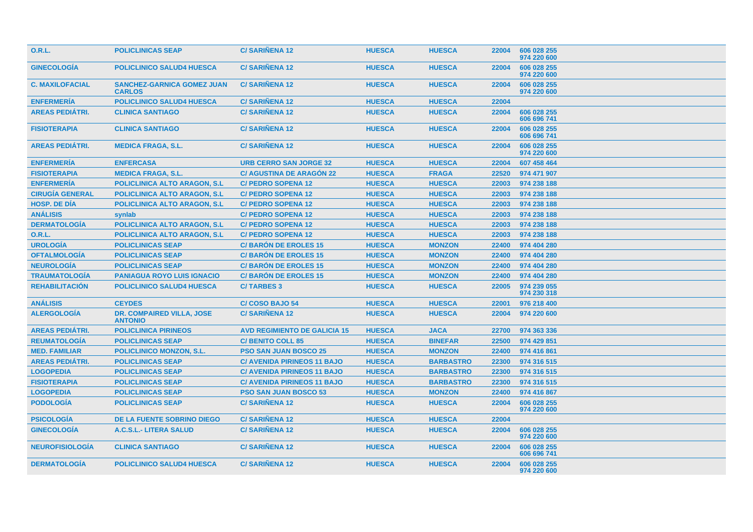| | | | | | | |
|---|---|---|---|---|---|---|
| O.R.L. | POLICLINICAS SEAP | C/ SARIÑENA 12 | HUESCA | HUESCA | 22004 | 606 028 255<br>974 220 600 |
| GINECOLOGÍA | POLICLINICO SALUD4 HUESCA | C/ SARIÑENA 12 | HUESCA | HUESCA | 22004 | 606 028 255<br>974 220 600 |
| C. MAXILOFACIAL | SANCHEZ-GARNICA GOMEZ JUAN CARLOS | C/ SARIÑENA 12 | HUESCA | HUESCA | 22004 | 606 028 255<br>974 220 600 |
| ENFERMERÍA | POLICLINICO SALUD4 HUESCA | C/ SARIÑENA 12 | HUESCA | HUESCA | 22004 | |
| AREAS PEDIÁTRI. | CLINICA SANTIAGO | C/ SARIÑENA 12 | HUESCA | HUESCA | 22004 | 606 028 255<br>606 696 741 |
| FISIOTERAPIA | CLINICA SANTIAGO | C/ SARIÑENA 12 | HUESCA | HUESCA | 22004 | 606 028 255<br>606 696 741 |
| AREAS PEDIÁTRI. | MEDICA FRAGA, S.L. | C/ SARIÑENA 12 | HUESCA | HUESCA | 22004 | 606 028 255<br>974 220 600 |
| ENFERMERÍA | ENFERCASA | URB CERRO SAN JORGE 32 | HUESCA | HUESCA | 22004 | 607 458 464 |
| FISIOTERAPIA | MEDICA FRAGA, S.L. | C/ AGUSTINA DE ARAGÓN 22 | HUESCA | FRAGA | 22520 | 974 471 907 |
| ENFERMERÍA | POLICLINICA ALTO ARAGON, S.L | C/ PEDRO SOPENA 12 | HUESCA | HUESCA | 22003 | 974 238 188 |
| CIRUGÍA GENERAL | POLICLINICA ALTO ARAGON, S.L | C/ PEDRO SOPENA 12 | HUESCA | HUESCA | 22003 | 974 238 188 |
| HOSP. DE DÍA | POLICLINICA ALTO ARAGON, S.L | C/ PEDRO SOPENA 12 | HUESCA | HUESCA | 22003 | 974 238 188 |
| ANÁLISIS | synlab | C/ PEDRO SOPENA 12 | HUESCA | HUESCA | 22003 | 974 238 188 |
| DERMATOLOGÍA | POLICLINICA ALTO ARAGON, S.L | C/ PEDRO SOPENA 12 | HUESCA | HUESCA | 22003 | 974 238 188 |
| O.R.L. | POLICLINICA ALTO ARAGON, S.L | C/ PEDRO SOPENA 12 | HUESCA | HUESCA | 22003 | 974 238 188 |
| UROLOGÍA | POLICLINICAS SEAP | C/ BARÓN DE EROLES 15 | HUESCA | MONZON | 22400 | 974 404 280 |
| OFTALMOLOGÍA | POLICLINICAS SEAP | C/ BARÓN DE EROLES 15 | HUESCA | MONZON | 22400 | 974 404 280 |
| NEUROLOGÍA | POLICLINICAS SEAP | C/ BARÓN DE EROLES 15 | HUESCA | MONZON | 22400 | 974 404 280 |
| TRAUMATOLOGÍA | PANIAGUA ROYO LUIS IGNACIO | C/ BARÓN DE EROLES 15 | HUESCA | MONZON | 22400 | 974 404 280 |
| REHABILITACIÓN | POLICLINICO SALUD4 HUESCA | C/ TARBES 3 | HUESCA | HUESCA | 22005 | 974 239 055<br>974 230 318 |
| ANÁLISIS | CEYDES | C/ COSO BAJO 54 | HUESCA | HUESCA | 22001 | 976 218 400 |
| ALERGOLOGÍA | DR. COMPAIRED VILLA, JOSE ANTONIO | C/ SARIÑENA 12 | HUESCA | HUESCA | 22004 | 974 220 600 |
| AREAS PEDIÁTRI. | POLICLINICA PIRINEOS | AVD REGIMIENTO DE GALICIA 15 | HUESCA | JACA | 22700 | 974 363 336 |
| REUMATOLOGÍA | POLICLINICAS SEAP | C/ BENITO COLL 85 | HUESCA | BINEFAR | 22500 | 974 429 851 |
| MED. FAMILIAR | POLICLINICO MONZON, S.L. | PSO SAN JUAN BOSCO 25 | HUESCA | MONZON | 22400 | 974 416 861 |
| AREAS PEDIÁTRI. | POLICLINICAS SEAP | C/ AVENIDA PIRINEOS 11 BAJO | HUESCA | BARBASTRO | 22300 | 974 316 515 |
| LOGOPEDIA | POLICLINICAS SEAP | C/ AVENIDA PIRINEOS 11 BAJO | HUESCA | BARBASTRO | 22300 | 974 316 515 |
| FISIOTERAPIA | POLICLINICAS SEAP | C/ AVENIDA PIRINEOS 11 BAJO | HUESCA | BARBASTRO | 22300 | 974 316 515 |
| LOGOPEDIA | POLICLINICAS SEAP | PSO SAN JUAN BOSCO 53 | HUESCA | MONZON | 22400 | 974 416 867 |
| PODOLOGÍA | POLICLINICAS SEAP | C/ SARIÑENA 12 | HUESCA | HUESCA | 22004 | 606 028 255<br>974 220 600 |
| PSICOLOGÍA | DE LA FUENTE SOBRINO DIEGO | C/ SARIÑENA 12 | HUESCA | HUESCA | 22004 | |
| GINECOLOGÍA | A.C.S.L.- LITERA SALUD | C/ SARIÑENA 12 | HUESCA | HUESCA | 22004 | 606 028 255<br>974 220 600 |
| NEUROFISIOLOGÍA | CLINICA SANTIAGO | C/ SARIÑENA 12 | HUESCA | HUESCA | 22004 | 606 028 255<br>606 696 741 |
| DERMATOLOGÍA | POLICLINICO SALUD4 HUESCA | C/ SARIÑENA 12 | HUESCA | HUESCA | 22004 | 606 028 255<br>974 220 600 |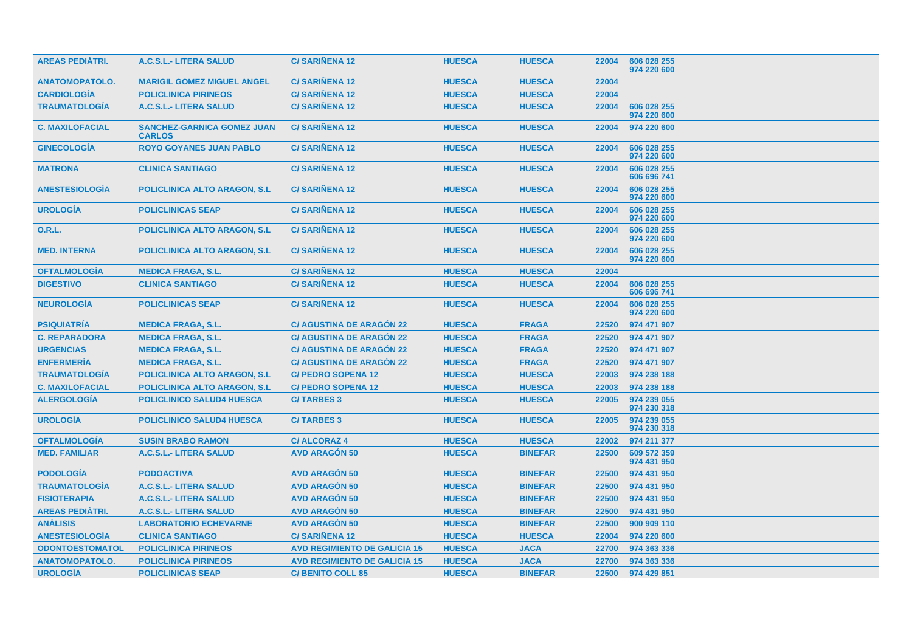| | | | | | | |
|---|---|---|---|---|---|---|
| **AREAS PEDIÁTRI.** | **A.C.S.L.- LITERA SALUD** | **C/ SARIÑENA 12** | **HUESCA** | **HUESCA** | **22004** | **606 028 255 974 220 600** |
| **ANATOMOPATOLO.** | **MARIGIL GOMEZ MIGUEL ANGEL** | **C/ SARIÑENA 12** | **HUESCA** | **HUESCA** | **22004** | |
| **CARDIOLOGÍA** | **POLICLINICA PIRINEOS** | **C/ SARIÑENA 12** | **HUESCA** | **HUESCA** | **22004** | |
| **TRAUMATOLOGÍA** | **A.C.S.L.- LITERA SALUD** | **C/ SARIÑENA 12** | **HUESCA** | **HUESCA** | **22004** | **606 028 255 974 220 600** |
| **C. MAXILOFACIAL** | **SANCHEZ-GARNICA GOMEZ JUAN CARLOS** | **C/ SARIÑENA 12** | **HUESCA** | **HUESCA** | **22004** | **974 220 600** |
| **GINECOLOGÍA** | **ROYO GOYANES JUAN PABLO** | **C/ SARIÑENA 12** | **HUESCA** | **HUESCA** | **22004** | **606 028 255 974 220 600** |
| **MATRONA** | **CLINICA SANTIAGO** | **C/ SARIÑENA 12** | **HUESCA** | **HUESCA** | **22004** | **606 028 255 606 696 741** |
| **ANESTESIOLOGÍA** | **POLICLINICA ALTO ARAGON, S.L** | **C/ SARIÑENA 12** | **HUESCA** | **HUESCA** | **22004** | **606 028 255 974 220 600** |
| **UROLOGÍA** | **POLICLINICAS SEAP** | **C/ SARIÑENA 12** | **HUESCA** | **HUESCA** | **22004** | **606 028 255 974 220 600** |
| **O.R.L.** | **POLICLINICA ALTO ARAGON, S.L** | **C/ SARIÑENA 12** | **HUESCA** | **HUESCA** | **22004** | **606 028 255 974 220 600** |
| **MED. INTERNA** | **POLICLINICA ALTO ARAGON, S.L** | **C/ SARIÑENA 12** | **HUESCA** | **HUESCA** | **22004** | **606 028 255 974 220 600** |
| **OFTALMOLOGÍA** | **MEDICA FRAGA, S.L.** | **C/ SARIÑENA 12** | **HUESCA** | **HUESCA** | **22004** | |
| **DIGESTIVO** | **CLINICA SANTIAGO** | **C/ SARIÑENA 12** | **HUESCA** | **HUESCA** | **22004** | **606 028 255 606 696 741** |
| **NEUROLOGÍA** | **POLICLINICAS SEAP** | **C/ SARIÑENA 12** | **HUESCA** | **HUESCA** | **22004** | **606 028 255 974 220 600** |
| **PSIQUIATRÍA** | **MEDICA FRAGA, S.L.** | **C/ AGUSTINA DE ARAGÓN 22** | **HUESCA** | **FRAGA** | **22520** | **974 471 907** |
| **C. REPARADORA** | **MEDICA FRAGA, S.L.** | **C/ AGUSTINA DE ARAGÓN 22** | **HUESCA** | **FRAGA** | **22520** | **974 471 907** |
| **URGENCIAS** | **MEDICA FRAGA, S.L.** | **C/ AGUSTINA DE ARAGÓN 22** | **HUESCA** | **FRAGA** | **22520** | **974 471 907** |
| **ENFERMERÍA** | **MEDICA FRAGA, S.L.** | **C/ AGUSTINA DE ARAGÓN 22** | **HUESCA** | **FRAGA** | **22520** | **974 471 907** |
| **TRAUMATOLOGÍA** | **POLICLINICA ALTO ARAGON, S.L** | **C/ PEDRO SOPENA 12** | **HUESCA** | **HUESCA** | **22003** | **974 238 188** |
| **C. MAXILOFACIAL** | **POLICLINICA ALTO ARAGON, S.L** | **C/ PEDRO SOPENA 12** | **HUESCA** | **HUESCA** | **22003** | **974 238 188** |
| **ALERGOLOGÍA** | **POLICLINICO SALUD4 HUESCA** | **C/ TARBES 3** | **HUESCA** | **HUESCA** | **22005** | **974 239 055 974 230 318** |
| **UROLOGÍA** | **POLICLINICO SALUD4 HUESCA** | **C/ TARBES 3** | **HUESCA** | **HUESCA** | **22005** | **974 239 055 974 230 318** |
| **OFTALMOLOGÍA** | **SUSIN BRABO RAMON** | **C/ ALCORAZ 4** | **HUESCA** | **HUESCA** | **22002** | **974 211 377** |
| **MED. FAMILIAR** | **A.C.S.L.- LITERA SALUD** | **AVD ARAGÓN 50** | **HUESCA** | **BINEFAR** | **22500** | **609 572 359 974 431 950** |
| **PODOLOGÍA** | **PODOACTIVA** | **AVD ARAGÓN 50** | **HUESCA** | **BINEFAR** | **22500** | **974 431 950** |
| **TRAUMATOLOGÍA** | **A.C.S.L.- LITERA SALUD** | **AVD ARAGÓN 50** | **HUESCA** | **BINEFAR** | **22500** | **974 431 950** |
| **FISIOTERAPIA** | **A.C.S.L.- LITERA SALUD** | **AVD ARAGÓN 50** | **HUESCA** | **BINEFAR** | **22500** | **974 431 950** |
| **AREAS PEDIÁTRI.** | **A.C.S.L.- LITERA SALUD** | **AVD ARAGÓN 50** | **HUESCA** | **BINEFAR** | **22500** | **974 431 950** |
| **ANÁLISIS** | **LABORATORIO ECHEVARNE** | **AVD ARAGÓN 50** | **HUESCA** | **BINEFAR** | **22500** | **900 909 110** |
| **ANESTESIOLOGÍA** | **CLINICA SANTIAGO** | **C/ SARIÑENA 12** | **HUESCA** | **HUESCA** | **22004** | **974 220 600** |
| **ODONTOESTOMATOL** | **POLICLINICA PIRINEOS** | **AVD REGIMIENTO DE GALICIA 15** | **HUESCA** | **JACA** | **22700** | **974 363 336** |
| **ANATOMOPATOLO.** | **POLICLINICA PIRINEOS** | **AVD REGIMIENTO DE GALICIA 15** | **HUESCA** | **JACA** | **22700** | **974 363 336** |
| **UROLOGÍA** | **POLICLINICAS SEAP** | **C/ BENITO COLL 85** | **HUESCA** | **BINEFAR** | **22500** | **974 429 851** |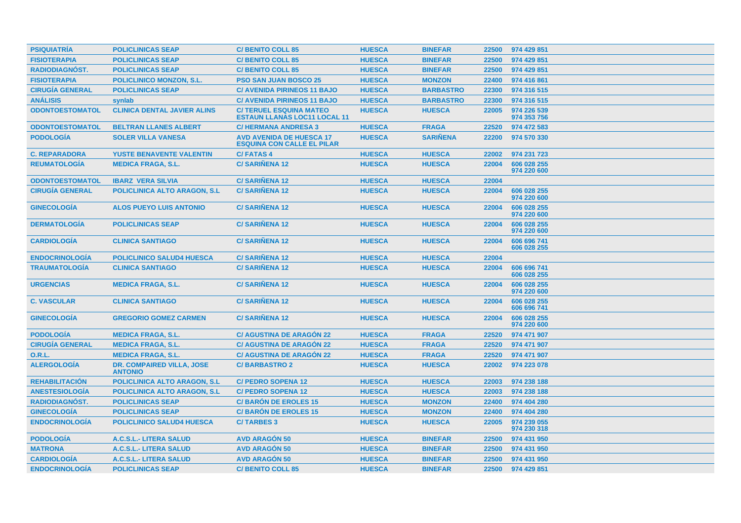| | | | | | | |
|---|---|---|---|---|---|---|
| **PSIQUIATRÍA** | **POLICLINICAS SEAP** | **C/ BENITO COLL 85** | **HUESCA** | **BINEFAR** | **22500** | **974 429 851** |
| **FISIOTERAPIA** | **POLICLINICAS SEAP** | **C/ BENITO COLL 85** | **HUESCA** | **BINEFAR** | **22500** | **974 429 851** |
| **RADIODIAGNÓST.** | **POLICLINICAS SEAP** | **C/ BENITO COLL 85** | **HUESCA** | **BINEFAR** | **22500** | **974 429 851** |
| **FISIOTERAPIA** | **POLICLINICO MONZON, S.L.** | **PSO SAN JUAN BOSCO 25** | **HUESCA** | **MONZON** | **22400** | **974 416 861** |
| **CIRUGÍA GENERAL** | **POLICLINICAS SEAP** | **C/ AVENIDA PIRINEOS 11 BAJO** | **HUESCA** | **BARBASTRO** | **22300** | **974 316 515** |
| **ANÁLISIS** | **synlab** | **C/ AVENIDA PIRINEOS 11 BAJO** | **HUESCA** | **BARBASTRO** | **22300** | **974 316 515** |
| **ODONTOESTOMATOL** | **CLINICA DENTAL JAVIER ALINS** | **C/ TERUEL ESQUINA MATEO ESTAUN LLANAS LOC11 LOCAL 11** | **HUESCA** | **HUESCA** | **22005** | **974 226 539 974 353 756** |
| **ODONTOESTOMATOL** | **BELTRAN LLANES ALBERT** | **C/ HERMANA ANDRESA 3** | **HUESCA** | **FRAGA** | **22520** | **974 472 583** |
| **PODOLOGÍA** | **SOLER VILLA VANESA** | **AVD AVENIDA DE HUESCA 17 ESQUINA CON CALLE EL PILAR** | **HUESCA** | **SARIÑENA** | **22200** | **974 570 330** |
| **C. REPARADORA** | **YUSTE BENAVENTE VALENTIN** | **C/ FATAS 4** | **HUESCA** | **HUESCA** | **22002** | **974 231 723** |
| **REUMATOLOGÍA** | **MEDICA FRAGA, S.L.** | **C/ SARIÑENA 12** | **HUESCA** | **HUESCA** | **22004** | **606 028 255 974 220 600** |
| **ODONTOESTOMATOL** | **IBARZ VERA SILVIA** | **C/ SARIÑENA 12** | **HUESCA** | **HUESCA** | **22004** | |
| **CIRUGÍA GENERAL** | **POLICLINICA ALTO ARAGON, S.L** | **C/ SARIÑENA 12** | **HUESCA** | **HUESCA** | **22004** | **606 028 255 974 220 600** |
| **GINECOLOGÍA** | **ALOS PUEYO LUIS ANTONIO** | **C/ SARIÑENA 12** | **HUESCA** | **HUESCA** | **22004** | **606 028 255 974 220 600** |
| **DERMATOLOGÍA** | **POLICLINICAS SEAP** | **C/ SARIÑENA 12** | **HUESCA** | **HUESCA** | **22004** | **606 028 255 974 220 600** |
| **CARDIOLOGÍA** | **CLINICA SANTIAGO** | **C/ SARIÑENA 12** | **HUESCA** | **HUESCA** | **22004** | **606 696 741 606 028 255** |
| **ENDOCRINOLOGÍA** | **POLICLINICO SALUD4 HUESCA** | **C/ SARIÑENA 12** | **HUESCA** | **HUESCA** | **22004** | |
| **TRAUMATOLOGÍA** | **CLINICA SANTIAGO** | **C/ SARIÑENA 12** | **HUESCA** | **HUESCA** | **22004** | **606 696 741 606 028 255** |
| **URGENCIAS** | **MEDICA FRAGA, S.L.** | **C/ SARIÑENA 12** | **HUESCA** | **HUESCA** | **22004** | **606 028 255 974 220 600** |
| **C. VASCULAR** | **CLINICA SANTIAGO** | **C/ SARIÑENA 12** | **HUESCA** | **HUESCA** | **22004** | **606 028 255 606 696 741** |
| **GINECOLOGÍA** | **GREGORIO GOMEZ CARMEN** | **C/ SARIÑENA 12** | **HUESCA** | **HUESCA** | **22004** | **606 028 255 974 220 600** |
| **PODOLOGÍA** | **MEDICA FRAGA, S.L.** | **C/ AGUSTINA DE ARAGÓN 22** | **HUESCA** | **FRAGA** | **22520** | **974 471 907** |
| **CIRUGÍA GENERAL** | **MEDICA FRAGA, S.L.** | **C/ AGUSTINA DE ARAGÓN 22** | **HUESCA** | **FRAGA** | **22520** | **974 471 907** |
| **O.R.L.** | **MEDICA FRAGA, S.L.** | **C/ AGUSTINA DE ARAGÓN 22** | **HUESCA** | **FRAGA** | **22520** | **974 471 907** |
| **ALERGOLOGÍA** | **DR. COMPAIRED VILLA, JOSE ANTONIO** | **C/ BARBASTRO 2** | **HUESCA** | **HUESCA** | **22002** | **974 223 078** |
| **REHABILITACIÓN** | **POLICLINICA ALTO ARAGON, S.L** | **C/ PEDRO SOPENA 12** | **HUESCA** | **HUESCA** | **22003** | **974 238 188** |
| **ANESTESIOLOGÍA** | **POLICLINICA ALTO ARAGON, S.L** | **C/ PEDRO SOPENA 12** | **HUESCA** | **HUESCA** | **22003** | **974 238 188** |
| **RADIODIAGNÓST.** | **POLICLINICAS SEAP** | **C/ BARÓN DE EROLES 15** | **HUESCA** | **MONZON** | **22400** | **974 404 280** |
| **GINECOLOGÍA** | **POLICLINICAS SEAP** | **C/ BARÓN DE EROLES 15** | **HUESCA** | **MONZON** | **22400** | **974 404 280** |
| **ENDOCRINOLOGÍA** | **POLICLINICO SALUD4 HUESCA** | **C/ TARBES 3** | **HUESCA** | **HUESCA** | **22005** | **974 239 055 974 230 318** |
| **PODOLOGÍA** | **A.C.S.L.- LITERA SALUD** | **AVD ARAGÓN 50** | **HUESCA** | **BINEFAR** | **22500** | **974 431 950** |
| **MATRONA** | **A.C.S.L.- LITERA SALUD** | **AVD ARAGÓN 50** | **HUESCA** | **BINEFAR** | **22500** | **974 431 950** |
| **CARDIOLOGÍA** | **A.C.S.L.- LITERA SALUD** | **AVD ARAGÓN 50** | **HUESCA** | **BINEFAR** | **22500** | **974 431 950** |
| **ENDOCRINOLOGÍA** | **POLICLINICAS SEAP** | **C/ BENITO COLL 85** | **HUESCA** | **BINEFAR** | **22500** | **974 429 851** |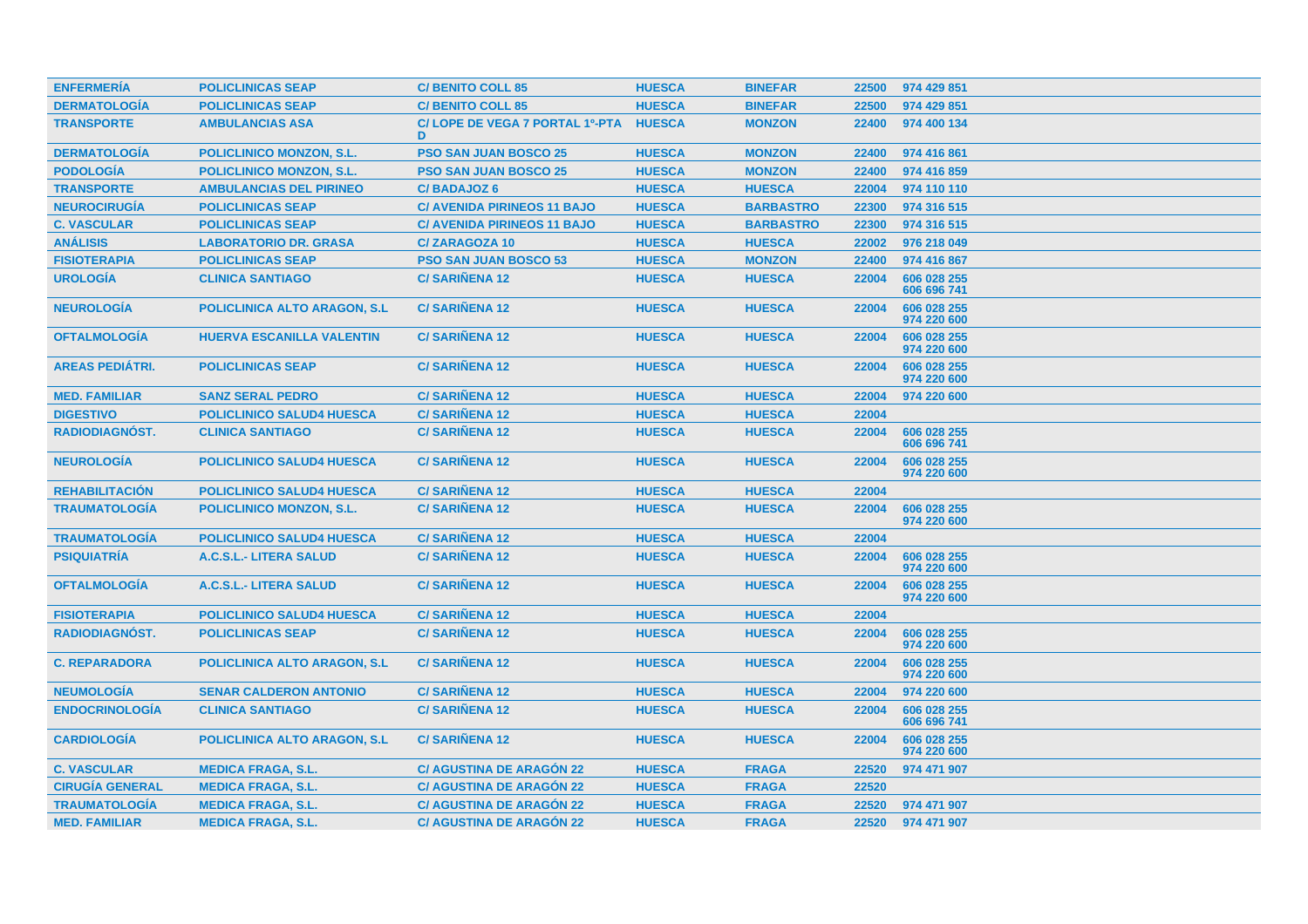| | | | | | | |
|---|---|---|---|---|---|---|
| ENFERMERÍA | POLICLINICAS SEAP | C/ BENITO COLL 85 | HUESCA | BINEFAR | 22500 | 974 429 851 |
| DERMATOLOGÍA | POLICLINICAS SEAP | C/ BENITO COLL 85 | HUESCA | BINEFAR | 22500 | 974 429 851 |
| TRANSPORTE | AMBULANCIAS ASA | C/ LOPE DE VEGA 7 PORTAL 1º-PTA D | HUESCA | MONZON | 22400 | 974 400 134 |
| DERMATOLOGÍA | POLICLINICO MONZON, S.L. | PSO SAN JUAN BOSCO 25 | HUESCA | MONZON | 22400 | 974 416 861 |
| PODOLOGÍA | POLICLINICO MONZON, S.L. | PSO SAN JUAN BOSCO 25 | HUESCA | MONZON | 22400 | 974 416 859 |
| TRANSPORTE | AMBULANCIAS DEL PIRINEO | C/ BADAJOZ 6 | HUESCA | HUESCA | 22004 | 974 110 110 |
| NEUROCIRUGÍA | POLICLINICAS SEAP | C/ AVENIDA PIRINEOS 11 BAJO | HUESCA | BARBASTRO | 22300 | 974 316 515 |
| C. VASCULAR | POLICLINICAS SEAP | C/ AVENIDA PIRINEOS 11 BAJO | HUESCA | BARBASTRO | 22300 | 974 316 515 |
| ANÁLISIS | LABORATORIO DR. GRASA | C/ ZARAGOZA 10 | HUESCA | HUESCA | 22002 | 976 218 049 |
| FISIOTERAPIA | POLICLINICAS SEAP | PSO SAN JUAN BOSCO 53 | HUESCA | MONZON | 22400 | 974 416 867 |
| UROLOGÍA | CLINICA SANTIAGO | C/ SARIÑENA 12 | HUESCA | HUESCA | 22004 | 606 028 255<br>606 696 741 |
| NEUROLOGÍA | POLICLINICA ALTO ARAGON, S.L | C/ SARIÑENA 12 | HUESCA | HUESCA | 22004 | 606 028 255<br>974 220 600 |
| OFTALMOLOGÍA | HUERVA ESCANILLA VALENTIN | C/ SARIÑENA 12 | HUESCA | HUESCA | 22004 | 606 028 255<br>974 220 600 |
| AREAS PEDIÁTRI. | POLICLINICAS SEAP | C/ SARIÑENA 12 | HUESCA | HUESCA | 22004 | 606 028 255<br>974 220 600 |
| MED. FAMILIAR | SANZ SERAL PEDRO | C/ SARIÑENA 12 | HUESCA | HUESCA | 22004 | 974 220 600 |
| DIGESTIVO | POLICLINICO SALUD4 HUESCA | C/ SARIÑENA 12 | HUESCA | HUESCA | 22004 | |
| RADIODIAGNÓST. | CLINICA SANTIAGO | C/ SARIÑENA 12 | HUESCA | HUESCA | 22004 | 606 028 255<br>606 696 741 |
| NEUROLOGÍA | POLICLINICO SALUD4 HUESCA | C/ SARIÑENA 12 | HUESCA | HUESCA | 22004 | 606 028 255<br>974 220 600 |
| REHABILITACIÓN | POLICLINICO SALUD4 HUESCA | C/ SARIÑENA 12 | HUESCA | HUESCA | 22004 | |
| TRAUMATOLOGÍA | POLICLINICO MONZON, S.L. | C/ SARIÑENA 12 | HUESCA | HUESCA | 22004 | 606 028 255<br>974 220 600 |
| TRAUMATOLOGÍA | POLICLINICO SALUD4 HUESCA | C/ SARIÑENA 12 | HUESCA | HUESCA | 22004 | |
| PSIQUIATRÍA | A.C.S.L.- LITERA SALUD | C/ SARIÑENA 12 | HUESCA | HUESCA | 22004 | 606 028 255<br>974 220 600 |
| OFTALMOLOGÍA | A.C.S.L.- LITERA SALUD | C/ SARIÑENA 12 | HUESCA | HUESCA | 22004 | 606 028 255<br>974 220 600 |
| FISIOTERAPIA | POLICLINICO SALUD4 HUESCA | C/ SARIÑENA 12 | HUESCA | HUESCA | 22004 | |
| RADIODIAGNÓST. | POLICLINICAS SEAP | C/ SARIÑENA 12 | HUESCA | HUESCA | 22004 | 606 028 255<br>974 220 600 |
| C. REPARADORA | POLICLINICA ALTO ARAGON, S.L | C/ SARIÑENA 12 | HUESCA | HUESCA | 22004 | 606 028 255<br>974 220 600 |
| NEUMOLOGÍA | SENAR CALDERON ANTONIO | C/ SARIÑENA 12 | HUESCA | HUESCA | 22004 | 974 220 600 |
| ENDOCRINOLOGÍA | CLINICA SANTIAGO | C/ SARIÑENA 12 | HUESCA | HUESCA | 22004 | 606 028 255<br>606 696 741 |
| CARDIOLOGÍA | POLICLINICA ALTO ARAGON, S.L | C/ SARIÑENA 12 | HUESCA | HUESCA | 22004 | 606 028 255<br>974 220 600 |
| C. VASCULAR | MEDICA FRAGA, S.L. | C/ AGUSTINA DE ARAGÓN 22 | HUESCA | FRAGA | 22520 | 974 471 907 |
| CIRUGÍA GENERAL | MEDICA FRAGA, S.L. | C/ AGUSTINA DE ARAGÓN 22 | HUESCA | FRAGA | 22520 | |
| TRAUMATOLOGÍA | MEDICA FRAGA, S.L. | C/ AGUSTINA DE ARAGÓN 22 | HUESCA | FRAGA | 22520 | 974 471 907 |
| MED. FAMILIAR | MEDICA FRAGA, S.L. | C/ AGUSTINA DE ARAGÓN 22 | HUESCA | FRAGA | 22520 | 974 471 907 |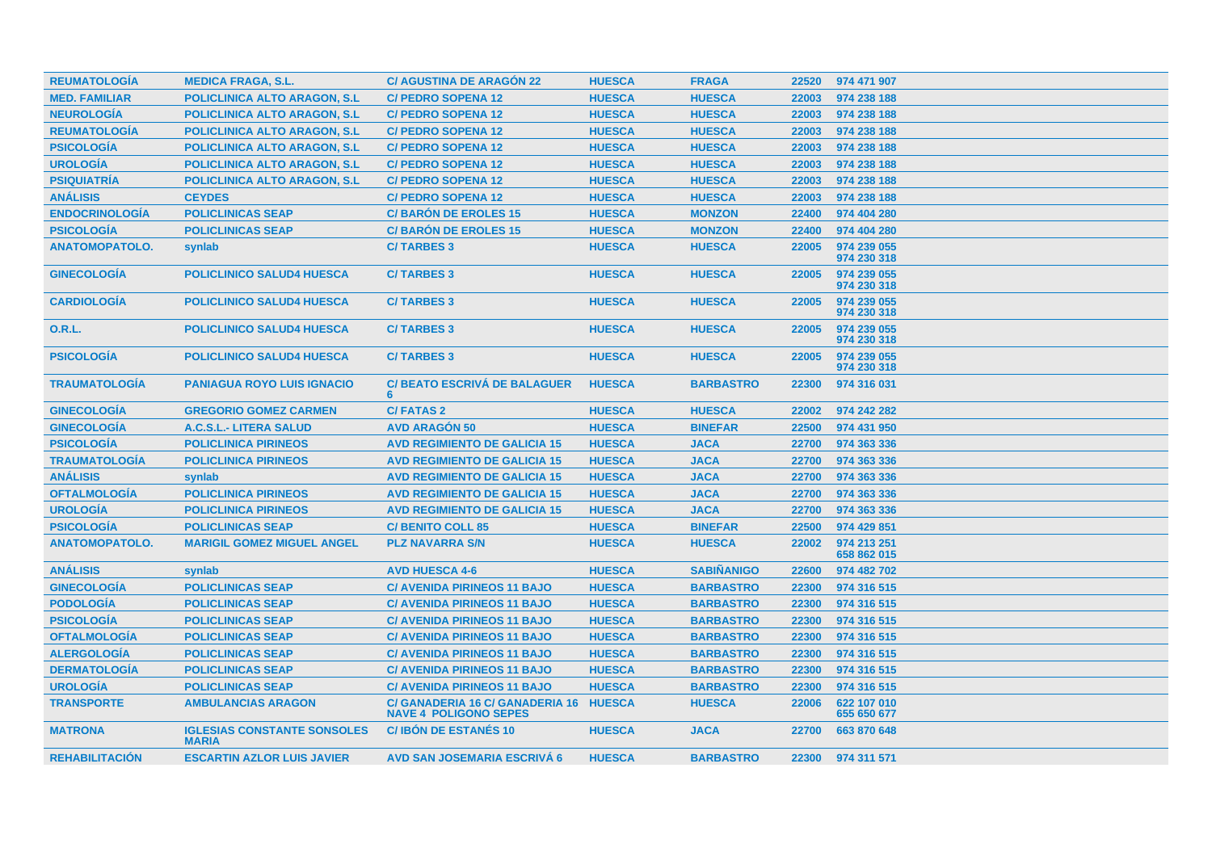| REUMATOLOGÍA | MEDICA FRAGA, S.L. | C/ AGUSTINA DE ARAGÓN 22 | HUESCA | FRAGA | 22520 | 974 471 907 |
|---|---|---|---|---|---|---|
| MED. FAMILIAR | POLICLINICA ALTO ARAGON, S.L | C/ PEDRO SOPENA 12 | HUESCA | HUESCA | 22003 | 974 238 188 |
| NEUROLOGÍA | POLICLINICA ALTO ARAGON, S.L | C/ PEDRO SOPENA 12 | HUESCA | HUESCA | 22003 | 974 238 188 |
| REUMATOLOGÍA | POLICLINICA ALTO ARAGON, S.L | C/ PEDRO SOPENA 12 | HUESCA | HUESCA | 22003 | 974 238 188 |
| PSICOLOGÍA | POLICLINICA ALTO ARAGON, S.L | C/ PEDRO SOPENA 12 | HUESCA | HUESCA | 22003 | 974 238 188 |
| UROLOGÍA | POLICLINICA ALTO ARAGON, S.L | C/ PEDRO SOPENA 12 | HUESCA | HUESCA | 22003 | 974 238 188 |
| PSIQUIATRÍA | POLICLINICA ALTO ARAGON, S.L | C/ PEDRO SOPENA 12 | HUESCA | HUESCA | 22003 | 974 238 188 |
| ANÁLISIS | CEYDES | C/ PEDRO SOPENA 12 | HUESCA | HUESCA | 22003 | 974 238 188 |
| ENDOCRINOLOGÍA | POLICLINICAS SEAP | C/ BARÓN DE EROLES 15 | HUESCA | MONZON | 22400 | 974 404 280 |
| PSICOLOGÍA | POLICLINICAS SEAP | C/ BARÓN DE EROLES 15 | HUESCA | MONZON | 22400 | 974 404 280 |
| ANATOMOPATOLO. | synlab | C/ TARBES 3 | HUESCA | HUESCA | 22005 | 974 239 055 974 230 318 |
| GINECOLOGÍA | POLICLINICO SALUD4 HUESCA | C/ TARBES 3 | HUESCA | HUESCA | 22005 | 974 239 055 974 230 318 |
| CARDIOLOGÍA | POLICLINICO SALUD4 HUESCA | C/ TARBES 3 | HUESCA | HUESCA | 22005 | 974 239 055 974 230 318 |
| O.R.L. | POLICLINICO SALUD4 HUESCA | C/ TARBES 3 | HUESCA | HUESCA | 22005 | 974 239 055 974 230 318 |
| PSICOLOGÍA | POLICLINICO SALUD4 HUESCA | C/ TARBES 3 | HUESCA | HUESCA | 22005 | 974 239 055 974 230 318 |
| TRAUMATOLOGÍA | PANIAGUA ROYO LUIS IGNACIO | C/ BEATO ESCRIVÁ DE BALAGUER 6 | HUESCA | BARBASTRO | 22300 | 974 316 031 |
| GINECOLOGÍA | GREGORIO GOMEZ CARMEN | C/ FATAS 2 | HUESCA | HUESCA | 22002 | 974 242 282 |
| GINECOLOGÍA | A.C.S.L.- LITERA SALUD | AVD ARAGÓN 50 | HUESCA | BINEFAR | 22500 | 974 431 950 |
| PSICOLOGÍA | POLICLINICA PIRINEOS | AVD REGIMIENTO DE GALICIA 15 | HUESCA | JACA | 22700 | 974 363 336 |
| TRAUMATOLOGÍA | POLICLINICA PIRINEOS | AVD REGIMIENTO DE GALICIA 15 | HUESCA | JACA | 22700 | 974 363 336 |
| ANÁLISIS | synlab | AVD REGIMIENTO DE GALICIA 15 | HUESCA | JACA | 22700 | 974 363 336 |
| OFTALMOLOGÍA | POLICLINICA PIRINEOS | AVD REGIMIENTO DE GALICIA 15 | HUESCA | JACA | 22700 | 974 363 336 |
| UROLOGÍA | POLICLINICA PIRINEOS | AVD REGIMIENTO DE GALICIA 15 | HUESCA | JACA | 22700 | 974 363 336 |
| PSICOLOGÍA | POLICLINICAS SEAP | C/ BENITO COLL 85 | HUESCA | BINEFAR | 22500 | 974 429 851 |
| ANATOMOPATOLO. | MARIGIL GOMEZ MIGUEL ANGEL | PLZ NAVARRA S/N | HUESCA | HUESCA | 22002 | 974 213 251 658 862 015 |
| ANÁLISIS | synlab | AVD HUESCA 4-6 | HUESCA | SABIÑANIGO | 22600 | 974 482 702 |
| GINECOLOGÍA | POLICLINICAS SEAP | C/ AVENIDA PIRINEOS 11 BAJO | HUESCA | BARBASTRO | 22300 | 974 316 515 |
| PODOLOGÍA | POLICLINICAS SEAP | C/ AVENIDA PIRINEOS 11 BAJO | HUESCA | BARBASTRO | 22300 | 974 316 515 |
| PSICOLOGÍA | POLICLINICAS SEAP | C/ AVENIDA PIRINEOS 11 BAJO | HUESCA | BARBASTRO | 22300 | 974 316 515 |
| OFTALMOLOGÍA | POLICLINICAS SEAP | C/ AVENIDA PIRINEOS 11 BAJO | HUESCA | BARBASTRO | 22300 | 974 316 515 |
| ALERGOLOGÍA | POLICLINICAS SEAP | C/ AVENIDA PIRINEOS 11 BAJO | HUESCA | BARBASTRO | 22300 | 974 316 515 |
| DERMATOLOGÍA | POLICLINICAS SEAP | C/ AVENIDA PIRINEOS 11 BAJO | HUESCA | BARBASTRO | 22300 | 974 316 515 |
| UROLOGÍA | POLICLINICAS SEAP | C/ AVENIDA PIRINEOS 11 BAJO | HUESCA | BARBASTRO | 22300 | 974 316 515 |
| TRANSPORTE | AMBULANCIAS ARAGON | C/ GANADERIA 16 C/ GANADERIA 16 NAVE 4 POLIGONO SEPES | HUESCA | HUESCA | 22006 | 622 107 010 655 650 677 |
| MATRONA | IGLESIAS CONSTANTE SONSOLES MARIA | C/ IBÓN DE ESTANÉS 10 | HUESCA | JACA | 22700 | 663 870 648 |
| REHABILITACIÓN | ESCARTIN AZLOR LUIS JAVIER | AVD SAN JOSEMARIA ESCRIVÁ 6 | HUESCA | BARBASTRO | 22300 | 974 311 571 |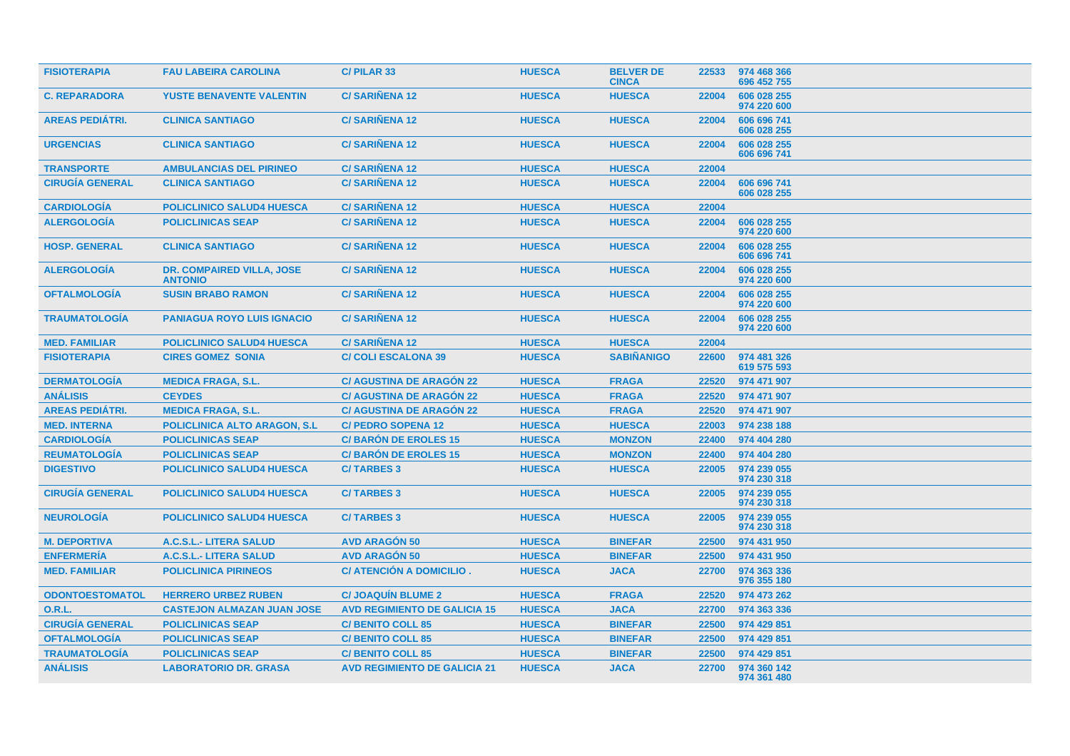| | | | | | | |
|---|---|---|---|---|---|---|
| FISIOTERAPIA | FAU LABEIRA CAROLINA | C/ PILAR 33 | HUESCA | BELVER DE CINCA | 22533 | 974 468 366 696 452 755 |
| C. REPARADORA | YUSTE BENAVENTE VALENTIN | C/ SARIÑENA 12 | HUESCA | HUESCA | 22004 | 606 028 255 974 220 600 |
| AREAS PEDIÁTRI. | CLINICA SANTIAGO | C/ SARIÑENA 12 | HUESCA | HUESCA | 22004 | 606 696 741 606 028 255 |
| URGENCIAS | CLINICA SANTIAGO | C/ SARIÑENA 12 | HUESCA | HUESCA | 22004 | 606 028 255 606 696 741 |
| TRANSPORTE | AMBULANCIAS DEL PIRINEO | C/ SARIÑENA 12 | HUESCA | HUESCA | 22004 | |
| CIRUGÍA GENERAL | CLINICA SANTIAGO | C/ SARIÑENA 12 | HUESCA | HUESCA | 22004 | 606 696 741 606 028 255 |
| CARDIOLOGÍA | POLICLINICO SALUD4 HUESCA | C/ SARIÑENA 12 | HUESCA | HUESCA | 22004 | |
| ALERGOLOGÍA | POLICLINICAS SEAP | C/ SARIÑENA 12 | HUESCA | HUESCA | 22004 | 606 028 255 974 220 600 |
| HOSP. GENERAL | CLINICA SANTIAGO | C/ SARIÑENA 12 | HUESCA | HUESCA | 22004 | 606 028 255 606 696 741 |
| ALERGOLOGÍA | DR. COMPAIRED VILLA, JOSE ANTONIO | C/ SARIÑENA 12 | HUESCA | HUESCA | 22004 | 606 028 255 974 220 600 |
| OFTALMOLOGÍA | SUSIN BRABO RAMON | C/ SARIÑENA 12 | HUESCA | HUESCA | 22004 | 606 028 255 974 220 600 |
| TRAUMATOLOGÍA | PANIAGUA ROYO LUIS IGNACIO | C/ SARIÑENA 12 | HUESCA | HUESCA | 22004 | 606 028 255 974 220 600 |
| MED. FAMILIAR | POLICLINICO SALUD4 HUESCA | C/ SARIÑENA 12 | HUESCA | HUESCA | 22004 | |
| FISIOTERAPIA | CIRES GOMEZ SONIA | C/ COLI ESCALONA 39 | HUESCA | SABIÑANIGO | 22600 | 974 481 326 619 575 593 |
| DERMATOLOGÍA | MEDICA FRAGA, S.L. | C/ AGUSTINA DE ARAGÓN 22 | HUESCA | FRAGA | 22520 | 974 471 907 |
| ANÁLISIS | CEYDES | C/ AGUSTINA DE ARAGÓN 22 | HUESCA | FRAGA | 22520 | 974 471 907 |
| AREAS PEDIÁTRI. | MEDICA FRAGA, S.L. | C/ AGUSTINA DE ARAGÓN 22 | HUESCA | FRAGA | 22520 | 974 471 907 |
| MED. INTERNA | POLICLINICA ALTO ARAGON, S.L | C/ PEDRO SOPENA 12 | HUESCA | HUESCA | 22003 | 974 238 188 |
| CARDIOLOGÍA | POLICLINICAS SEAP | C/ BARÓN DE EROLES 15 | HUESCA | MONZON | 22400 | 974 404 280 |
| REUMATOLOGÍA | POLICLINICAS SEAP | C/ BARÓN DE EROLES 15 | HUESCA | MONZON | 22400 | 974 404 280 |
| DIGESTIVO | POLICLINICO SALUD4 HUESCA | C/ TARBES 3 | HUESCA | HUESCA | 22005 | 974 239 055 974 230 318 |
| CIRUGÍA GENERAL | POLICLINICO SALUD4 HUESCA | C/ TARBES 3 | HUESCA | HUESCA | 22005 | 974 239 055 974 230 318 |
| NEUROLOGÍA | POLICLINICO SALUD4 HUESCA | C/ TARBES 3 | HUESCA | HUESCA | 22005 | 974 239 055 974 230 318 |
| M. DEPORTIVA | A.C.S.L.- LITERA SALUD | AVD ARAGÓN 50 | HUESCA | BINEFAR | 22500 | 974 431 950 |
| ENFERMERÍA | A.C.S.L.- LITERA SALUD | AVD ARAGÓN 50 | HUESCA | BINEFAR | 22500 | 974 431 950 |
| MED. FAMILIAR | POLICLINICA PIRINEOS | C/ ATENCIÓN A DOMICILIO . | HUESCA | JACA | 22700 | 974 363 336 976 355 180 |
| ODONTOESTOMATOL | HERRERO URBEZ RUBEN | C/ JOAQUÍN BLUME 2 | HUESCA | FRAGA | 22520 | 974 473 262 |
| O.R.L. | CASTEJON ALMAZAN JUAN JOSE | AVD REGIMIENTO DE GALICIA 15 | HUESCA | JACA | 22700 | 974 363 336 |
| CIRUGÍA GENERAL | POLICLINICAS SEAP | C/ BENITO COLL 85 | HUESCA | BINEFAR | 22500 | 974 429 851 |
| OFTALMOLOGÍA | POLICLINICAS SEAP | C/ BENITO COLL 85 | HUESCA | BINEFAR | 22500 | 974 429 851 |
| TRAUMATOLOGÍA | POLICLINICAS SEAP | C/ BENITO COLL 85 | HUESCA | BINEFAR | 22500 | 974 429 851 |
| ANÁLISIS | LABORATORIO DR. GRASA | AVD REGIMIENTO DE GALICIA 21 | HUESCA | JACA | 22700 | 974 360 142 974 361 480 |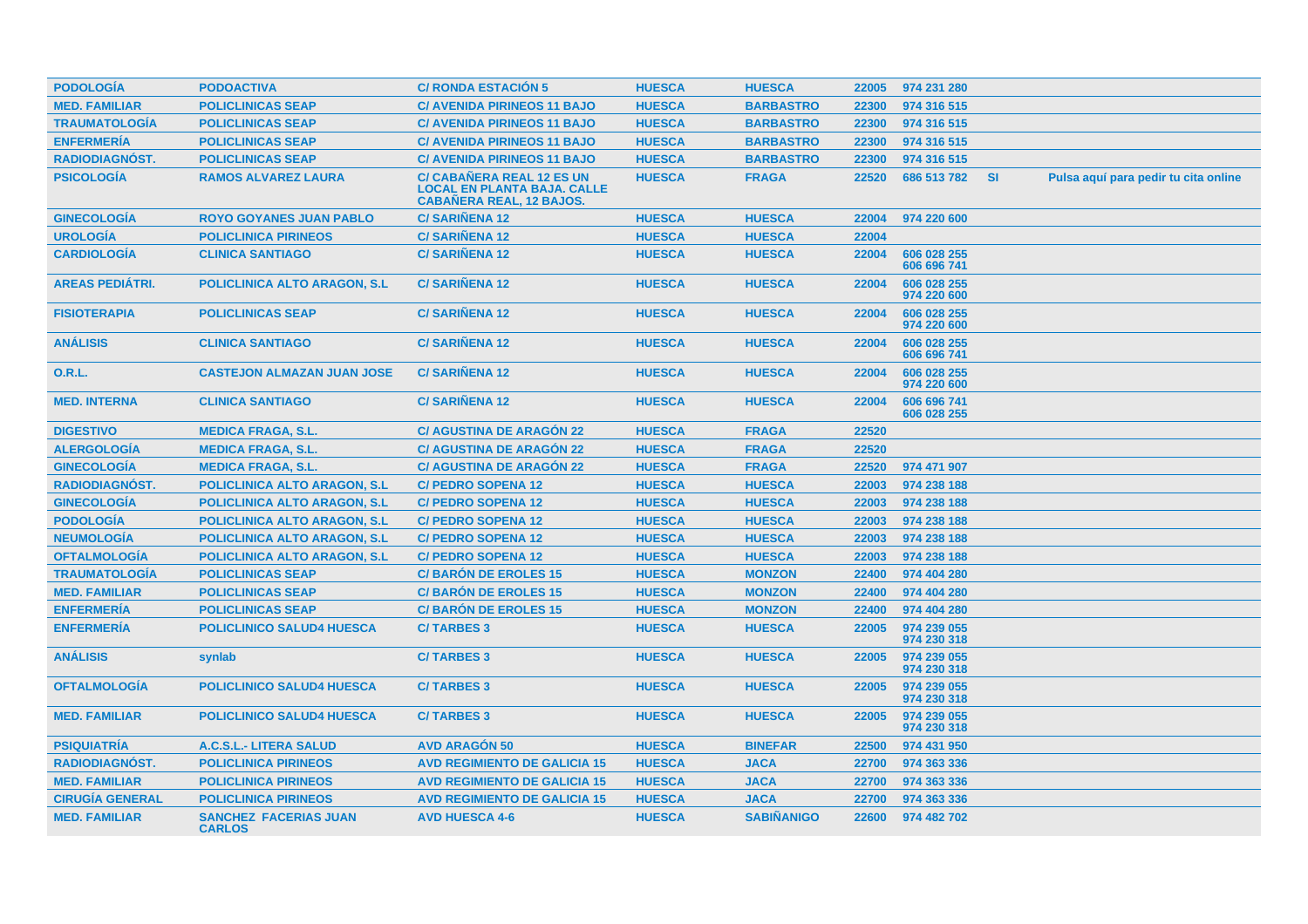| | | | | | | | | |
|---|---|---|---|---|---|---|---|---|
| PODOLOGÍA | PODOACTIVA | C/ RONDA ESTACIÓN 5 | HUESCA | HUESCA | 22005 | 974 231 280 | | |
| MED. FAMILIAR | POLICLINICAS SEAP | C/ AVENIDA PIRINEOS 11 BAJO | HUESCA | BARBASTRO | 22300 | 974 316 515 | | |
| TRAUMATOLOGÍA | POLICLINICAS SEAP | C/ AVENIDA PIRINEOS 11 BAJO | HUESCA | BARBASTRO | 22300 | 974 316 515 | | |
| ENFERMERÍA | POLICLINICAS SEAP | C/ AVENIDA PIRINEOS 11 BAJO | HUESCA | BARBASTRO | 22300 | 974 316 515 | | |
| RADIODIAGNÓST. | POLICLINICAS SEAP | C/ AVENIDA PIRINEOS 11 BAJO | HUESCA | BARBASTRO | 22300 | 974 316 515 | | |
| PSICOLOGÍA | RAMOS ALVAREZ LAURA | C/ CABAÑERA REAL 12 ES UN LOCAL EN PLANTA BAJA. CALLE CABAÑERA REAL, 12 BAJOS. | HUESCA | FRAGA | 22520 | 686 513 782 | SI | Pulsa aquí para pedir tu cita online |
| GINECOLOGÍA | ROYO GOYANES JUAN PABLO | C/ SARIÑENA 12 | HUESCA | HUESCA | 22004 | 974 220 600 | | |
| UROLOGÍA | POLICLINICA PIRINEOS | C/ SARIÑENA 12 | HUESCA | HUESCA | 22004 | | | |
| CARDIOLOGÍA | CLINICA SANTIAGO | C/ SARIÑENA 12 | HUESCA | HUESCA | 22004 | 606 028 255<br>606 696 741 | | |
| AREAS PEDIÁTRI. | POLICLINICA ALTO ARAGON, S.L | C/ SARIÑENA 12 | HUESCA | HUESCA | 22004 | 606 028 255<br>974 220 600 | | |
| FISIOTERAPIA | POLICLINICAS SEAP | C/ SARIÑENA 12 | HUESCA | HUESCA | 22004 | 606 028 255<br>974 220 600 | | |
| ANÁLISIS | CLINICA SANTIAGO | C/ SARIÑENA 12 | HUESCA | HUESCA | 22004 | 606 028 255<br>606 696 741 | | |
| O.R.L. | CASTEJON ALMAZAN JUAN JOSE | C/ SARIÑENA 12 | HUESCA | HUESCA | 22004 | 606 028 255<br>974 220 600 | | |
| MED. INTERNA | CLINICA SANTIAGO | C/ SARIÑENA 12 | HUESCA | HUESCA | 22004 | 606 696 741<br>606 028 255 | | |
| DIGESTIVO | MEDICA FRAGA, S.L. | C/ AGUSTINA DE ARAGÓN 22 | HUESCA | FRAGA | 22520 | | | |
| ALERGOLOGÍA | MEDICA FRAGA, S.L. | C/ AGUSTINA DE ARAGÓN 22 | HUESCA | FRAGA | 22520 | | | |
| GINECOLOGÍA | MEDICA FRAGA, S.L. | C/ AGUSTINA DE ARAGÓN 22 | HUESCA | FRAGA | 22520 | 974 471 907 | | |
| RADIODIAGNÓST. | POLICLINICA ALTO ARAGON, S.L | C/ PEDRO SOPENA 12 | HUESCA | HUESCA | 22003 | 974 238 188 | | |
| GINECOLOGÍA | POLICLINICA ALTO ARAGON, S.L | C/ PEDRO SOPENA 12 | HUESCA | HUESCA | 22003 | 974 238 188 | | |
| PODOLOGÍA | POLICLINICA ALTO ARAGON, S.L | C/ PEDRO SOPENA 12 | HUESCA | HUESCA | 22003 | 974 238 188 | | |
| NEUMOLOGÍA | POLICLINICA ALTO ARAGON, S.L | C/ PEDRO SOPENA 12 | HUESCA | HUESCA | 22003 | 974 238 188 | | |
| OFTALMOLOGÍA | POLICLINICA ALTO ARAGON, S.L | C/ PEDRO SOPENA 12 | HUESCA | HUESCA | 22003 | 974 238 188 | | |
| TRAUMATOLOGÍA | POLICLINICAS SEAP | C/ BARÓN DE EROLES 15 | HUESCA | MONZON | 22400 | 974 404 280 | | |
| MED. FAMILIAR | POLICLINICAS SEAP | C/ BARÓN DE EROLES 15 | HUESCA | MONZON | 22400 | 974 404 280 | | |
| ENFERMERÍA | POLICLINICAS SEAP | C/ BARÓN DE EROLES 15 | HUESCA | MONZON | 22400 | 974 404 280 | | |
| ENFERMERÍA | POLICLINICO SALUD4 HUESCA | C/ TARBES 3 | HUESCA | HUESCA | 22005 | 974 239 055<br>974 230 318 | | |
| ANÁLISIS | synlab | C/ TARBES 3 | HUESCA | HUESCA | 22005 | 974 239 055<br>974 230 318 | | |
| OFTALMOLOGÍA | POLICLINICO SALUD4 HUESCA | C/ TARBES 3 | HUESCA | HUESCA | 22005 | 974 239 055<br>974 230 318 | | |
| MED. FAMILIAR | POLICLINICO SALUD4 HUESCA | C/ TARBES 3 | HUESCA | HUESCA | 22005 | 974 239 055<br>974 230 318 | | |
| PSIQUIATRÍA | A.C.S.L.- LITERA SALUD | AVD ARAGÓN 50 | HUESCA | BINEFAR | 22500 | 974 431 950 | | |
| RADIODIAGNÓST. | POLICLINICA PIRINEOS | AVD REGIMIENTO DE GALICIA 15 | HUESCA | JACA | 22700 | 974 363 336 | | |
| MED. FAMILIAR | POLICLINICA PIRINEOS | AVD REGIMIENTO DE GALICIA 15 | HUESCA | JACA | 22700 | 974 363 336 | | |
| CIRUGÍA GENERAL | POLICLINICA PIRINEOS | AVD REGIMIENTO DE GALICIA 15 | HUESCA | JACA | 22700 | 974 363 336 | | |
| MED. FAMILIAR | SANCHEZ FACERIAS JUAN CARLOS | AVD HUESCA 4-6 | HUESCA | SABIÑANIGO | 22600 | 974 482 702 | | |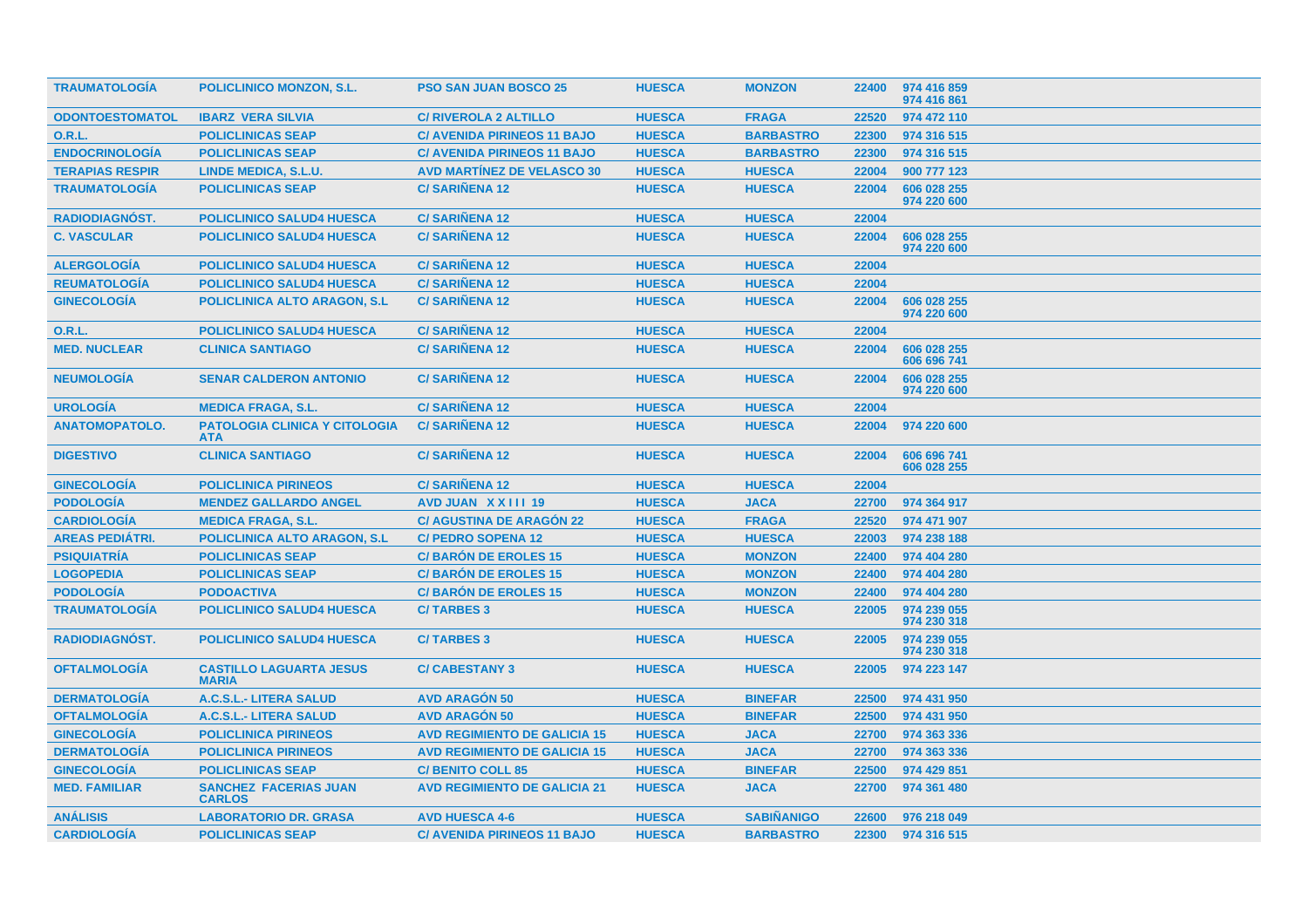| TRAUMATOLOGÍA | POLICLINICO MONZON, S.L. | PSO SAN JUAN BOSCO 25 | HUESCA | MONZON | 22400 | 974 416 859<br>974 416 861 |
|---|---|---|---|---|---|---|
| ODONTOESTOMATOL | IBARZ VERA SILVIA | C/ RIVEROLA 2 ALTILLO | HUESCA | FRAGA | 22520 | 974 472 110 |
| O.R.L. | POLICLINICAS SEAP | C/ AVENIDA PIRINEOS 11 BAJO | HUESCA | BARBASTRO | 22300 | 974 316 515 |
| ENDOCRINOLOGÍA | POLICLINICAS SEAP | C/ AVENIDA PIRINEOS 11 BAJO | HUESCA | BARBASTRO | 22300 | 974 316 515 |
| TERAPIAS RESPIR | LINDE MEDICA, S.L.U. | AVD MARTÍNEZ DE VELASCO 30 | HUESCA | HUESCA | 22004 | 900 777 123 |
| TRAUMATOLOGÍA | POLICLINICAS SEAP | C/ SARIÑENA 12 | HUESCA | HUESCA | 22004 | 606 028 255<br>974 220 600 |
| RADIODIAGNÓST. | POLICLINICO SALUD4 HUESCA | C/ SARIÑENA 12 | HUESCA | HUESCA | 22004 | |
| C. VASCULAR | POLICLINICO SALUD4 HUESCA | C/ SARIÑENA 12 | HUESCA | HUESCA | 22004 | 606 028 255<br>974 220 600 |
| ALERGOLOGÍA | POLICLINICO SALUD4 HUESCA | C/ SARIÑENA 12 | HUESCA | HUESCA | 22004 | |
| REUMATOLOGÍA | POLICLINICO SALUD4 HUESCA | C/ SARIÑENA 12 | HUESCA | HUESCA | 22004 | |
| GINECOLOGÍA | POLICLINICA ALTO ARAGON, S.L | C/ SARIÑENA 12 | HUESCA | HUESCA | 22004 | 606 028 255<br>974 220 600 |
| O.R.L. | POLICLINICO SALUD4 HUESCA | C/ SARIÑENA 12 | HUESCA | HUESCA | 22004 | |
| MED. NUCLEAR | CLINICA SANTIAGO | C/ SARIÑENA 12 | HUESCA | HUESCA | 22004 | 606 028 255<br>606 696 741 |
| NEUMOLOGÍA | SENAR CALDERON ANTONIO | C/ SARIÑENA 12 | HUESCA | HUESCA | 22004 | 606 028 255<br>974 220 600 |
| UROLOGÍA | MEDICA FRAGA, S.L. | C/ SARIÑENA 12 | HUESCA | HUESCA | 22004 | |
| ANATOMOPATOLO. | PATOLOGIA CLINICA Y CITOLOGIA ATA | C/ SARIÑENA 12 | HUESCA | HUESCA | 22004 | 974 220 600 |
| DIGESTIVO | CLINICA SANTIAGO | C/ SARIÑENA 12 | HUESCA | HUESCA | 22004 | 606 696 741<br>606 028 255 |
| GINECOLOGÍA | POLICLINICA PIRINEOS | C/ SARIÑENA 12 | HUESCA | HUESCA | 22004 | |
| PODOLOGÍA | MENDEZ GALLARDO ANGEL | AVD JUAN X X I I I 19 | HUESCA | JACA | 22700 | 974 364 917 |
| CARDIOLOGÍA | MEDICA FRAGA, S.L. | C/ AGUSTINA DE ARAGÓN 22 | HUESCA | FRAGA | 22520 | 974 471 907 |
| AREAS PEDIÁTRI. | POLICLINICA ALTO ARAGON, S.L | C/ PEDRO SOPENA 12 | HUESCA | HUESCA | 22003 | 974 238 188 |
| PSIQUIATRÍA | POLICLINICAS SEAP | C/ BARÓN DE EROLES 15 | HUESCA | MONZON | 22400 | 974 404 280 |
| LOGOPEDIA | POLICLINICAS SEAP | C/ BARÓN DE EROLES 15 | HUESCA | MONZON | 22400 | 974 404 280 |
| PODOLOGÍA | PODOACTIVA | C/ BARÓN DE EROLES 15 | HUESCA | MONZON | 22400 | 974 404 280 |
| TRAUMATOLOGÍA | POLICLINICO SALUD4 HUESCA | C/ TARBES 3 | HUESCA | HUESCA | 22005 | 974 239 055<br>974 230 318 |
| RADIODIAGNÓST. | POLICLINICO SALUD4 HUESCA | C/ TARBES 3 | HUESCA | HUESCA | 22005 | 974 239 055<br>974 230 318 |
| OFTALMOLOGÍA | CASTILLO LAGUARTA JESUS MARIA | C/ CABESTANY 3 | HUESCA | HUESCA | 22005 | 974 223 147 |
| DERMATOLOGÍA | A.C.S.L.- LITERA SALUD | AVD ARAGÓN 50 | HUESCA | BINEFAR | 22500 | 974 431 950 |
| OFTALMOLOGÍA | A.C.S.L.- LITERA SALUD | AVD ARAGÓN 50 | HUESCA | BINEFAR | 22500 | 974 431 950 |
| GINECOLOGÍA | POLICLINICA PIRINEOS | AVD REGIMIENTO DE GALICIA 15 | HUESCA | JACA | 22700 | 974 363 336 |
| DERMATOLOGÍA | POLICLINICA PIRINEOS | AVD REGIMIENTO DE GALICIA 15 | HUESCA | JACA | 22700 | 974 363 336 |
| GINECOLOGÍA | POLICLINICAS SEAP | C/ BENITO COLL 85 | HUESCA | BINEFAR | 22500 | 974 429 851 |
| MED. FAMILIAR | SANCHEZ FACERIAS JUAN CARLOS | AVD REGIMIENTO DE GALICIA 21 | HUESCA | JACA | 22700 | 974 361 480 |
| ANÁLISIS | LABORATORIO DR. GRASA | AVD HUESCA 4-6 | HUESCA | SABIÑANIGO | 22600 | 976 218 049 |
| CARDIOLOGÍA | POLICLINICAS SEAP | C/ AVENIDA PIRINEOS 11 BAJO | HUESCA | BARBASTRO | 22300 | 974 316 515 |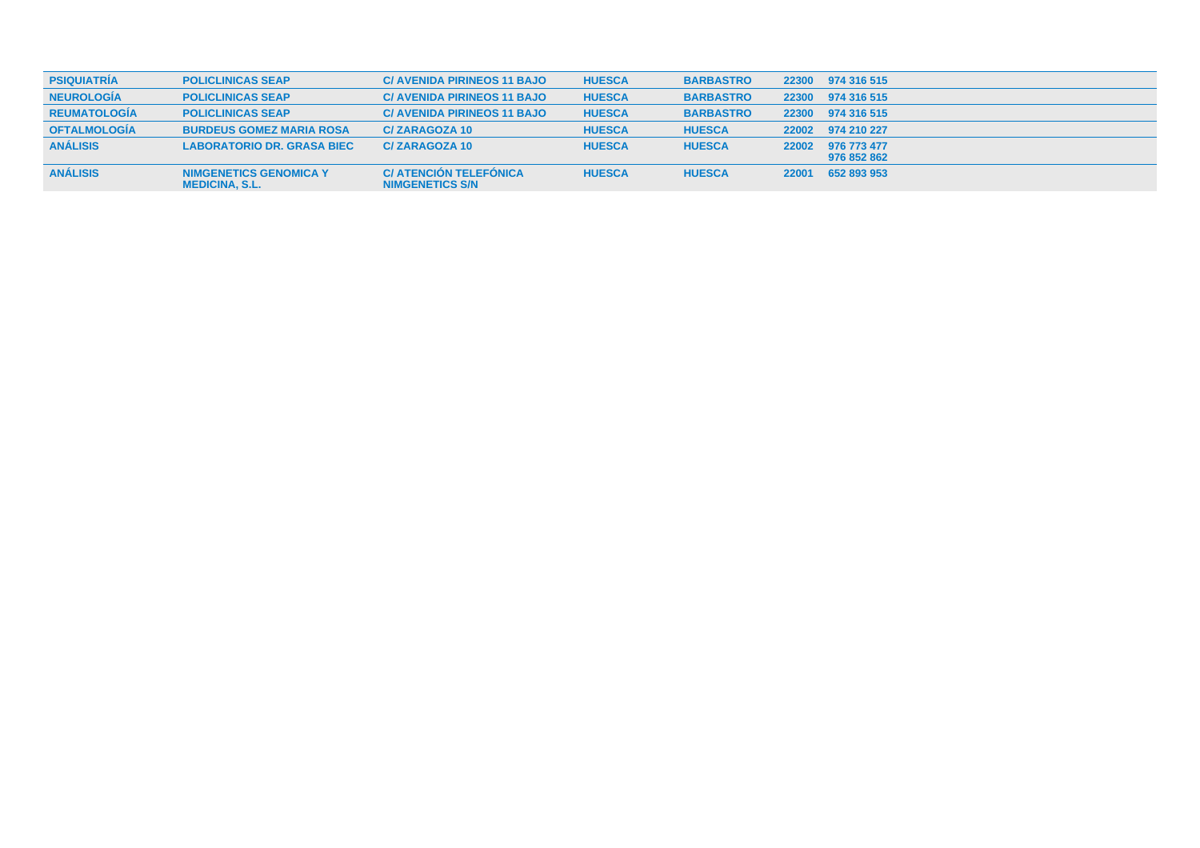| | | | | | | |
|---|---|---|---|---|---|---|
| PSIQUIATRÍA | POLICLINICAS SEAP | C/ AVENIDA PIRINEOS 11 BAJO | HUESCA | BARBASTRO | 22300 | 974 316 515 |
| NEUROLOGÍA | POLICLINICAS SEAP | C/ AVENIDA PIRINEOS 11 BAJO | HUESCA | BARBASTRO | 22300 | 974 316 515 |
| REUMATOLOGÍA | POLICLINICAS SEAP | C/ AVENIDA PIRINEOS 11 BAJO | HUESCA | BARBASTRO | 22300 | 974 316 515 |
| OFTALMOLOGÍA | BURDEUS GOMEZ MARIA ROSA | C/ ZARAGOZA 10 | HUESCA | HUESCA | 22002 | 974 210 227 |
| ANÁLISIS | LABORATORIO DR. GRASA BIEC | C/ ZARAGOZA 10 | HUESCA | HUESCA | 22002 | 976 773 477 976 852 862 |
| ANÁLISIS | NIMGENETICS GENOMICA Y MEDICINA, S.L. | C/ ATENCIÓN TELEFÓNICA NIMGENETICS S/N | HUESCA | HUESCA | 22001 | 652 893 953 |